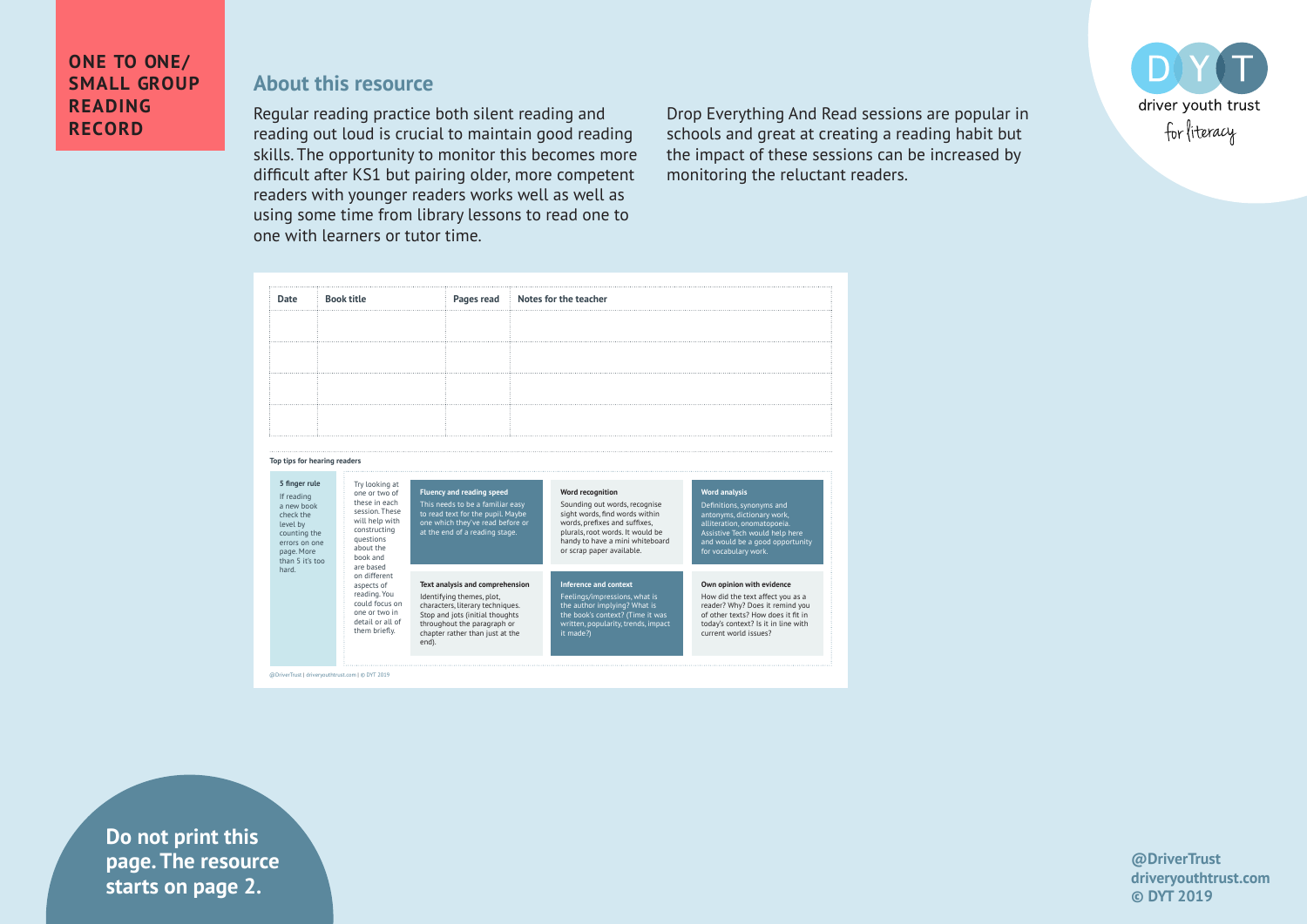# ONE TO ONE/ SMALL GROUP READING RECORD

## About this resource

Regular reading practice both silent reading and reading out loud is crucial to maintain good reading skills. The opportunity to monitor this becomes more difficult after KS1 but pairing older, more competent readers with younger readers works well as well as using some time from library lessons to read one to one with learners or tutor time.

Drop Everything And Read sessions are popular in schools and great at creating a reading habit but the impact of these sessions can be increased by monitoring the reluctant readers.

driver youth trust for literacy

| Date | Book title | Pages read | Notes for the teacher |
|---|---|---|---|
| | | | |
| | | | |
| | | | |
| | | | |

**Top tips for hearing readers**

**5 finger rule**
If reading a new book check the level by counting the errors on one page. More than 5 it's too hard.

Try looking at one or two of these in each session. These will help with constructing questions about the book and are based on different aspects of reading. You could focus on one or two in detail or all of them briefly.

**Fluency and reading speed**
This needs to be a familiar easy to read text for the pupil. Maybe one which they've read before or at the end of a reading stage.

**Word recognition**
Sounding out words, recognise sight words, find words within words, prefixes and suffixes, plurals, root words. It would be handy to have a mini whiteboard or scrap paper available.

**Word analysis**
Definitions, synonyms and antonyms, dictionary work, alliteration, onomatopoeia. Assistive Tech would help here and would be a good opportunity for vocabulary work.

**Text analysis and comprehension**
Identifying themes, plot, characters, literary techniques. Stop and jots (initial thoughts throughout the paragraph or chapter rather than just at the end).

**Inference and context**
Feelings/impressions, what is the author implying? What is the book's context? (Time it was written, popularity, trends, impact it made?)

**Own opinion with evidence**
How did the text affect you as a reader? Why? Does it remind you of other texts? How does it fit in today's context? Is it in line with current world issues?

@DriverTrust | driveryouthtrust.com | © DYT 2019

**Do not print this page. The resource starts on page 2.**

@DriverTrust
driveryouthtrust.com
© DYT 2019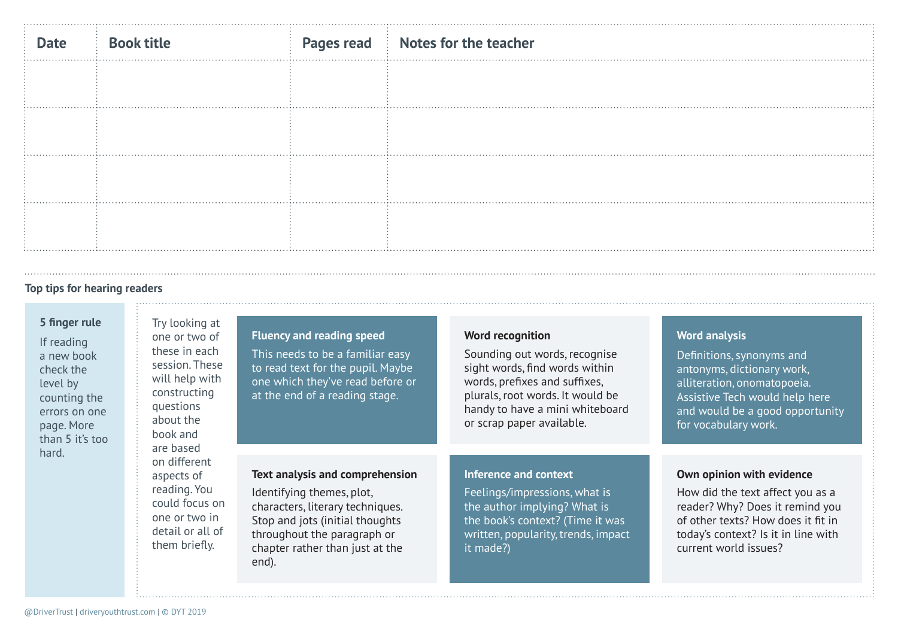| Date | Book title | Pages read | Notes for the teacher |
|---|---|---|---|
| | | | |
| | | | |
| | | | |
| | | | |

## Top tips for hearing readers

**5 finger rule**

If reading a new book check the level by counting the errors on one page. More than 5 it's too hard.

Try looking at one or two of these in each session. These will help with constructing questions about the book and are based on different aspects of reading. You could focus on one or two in detail or all of them briefly.

**Fluency and reading speed**

This needs to be a familiar easy to read text for the pupil. Maybe one which they've read before or at the end of a reading stage.

**Word recognition**

Sounding out words, recognise sight words, find words within words, prefixes and suffixes, plurals, root words. It would be handy to have a mini whiteboard or scrap paper available.

**Word analysis**

Definitions, synonyms and antonyms, dictionary work, alliteration, onomatopoeia. Assistive Tech would help here and would be a good opportunity for vocabulary work.

**Text analysis and comprehension**

Identifying themes, plot, characters, literary techniques. Stop and jots (initial thoughts throughout the paragraph or chapter rather than just at the end).

**Inference and context**

Feelings/impressions, what is the author implying? What is the book's context? (Time it was written, popularity, trends, impact it made?)

**Own opinion with evidence**

How did the text affect you as a reader? Why? Does it remind you of other texts? How does it fit in today's context? Is it in line with current world issues?

@DriverTrust | driveryouthtrust.com | © DYT 2019